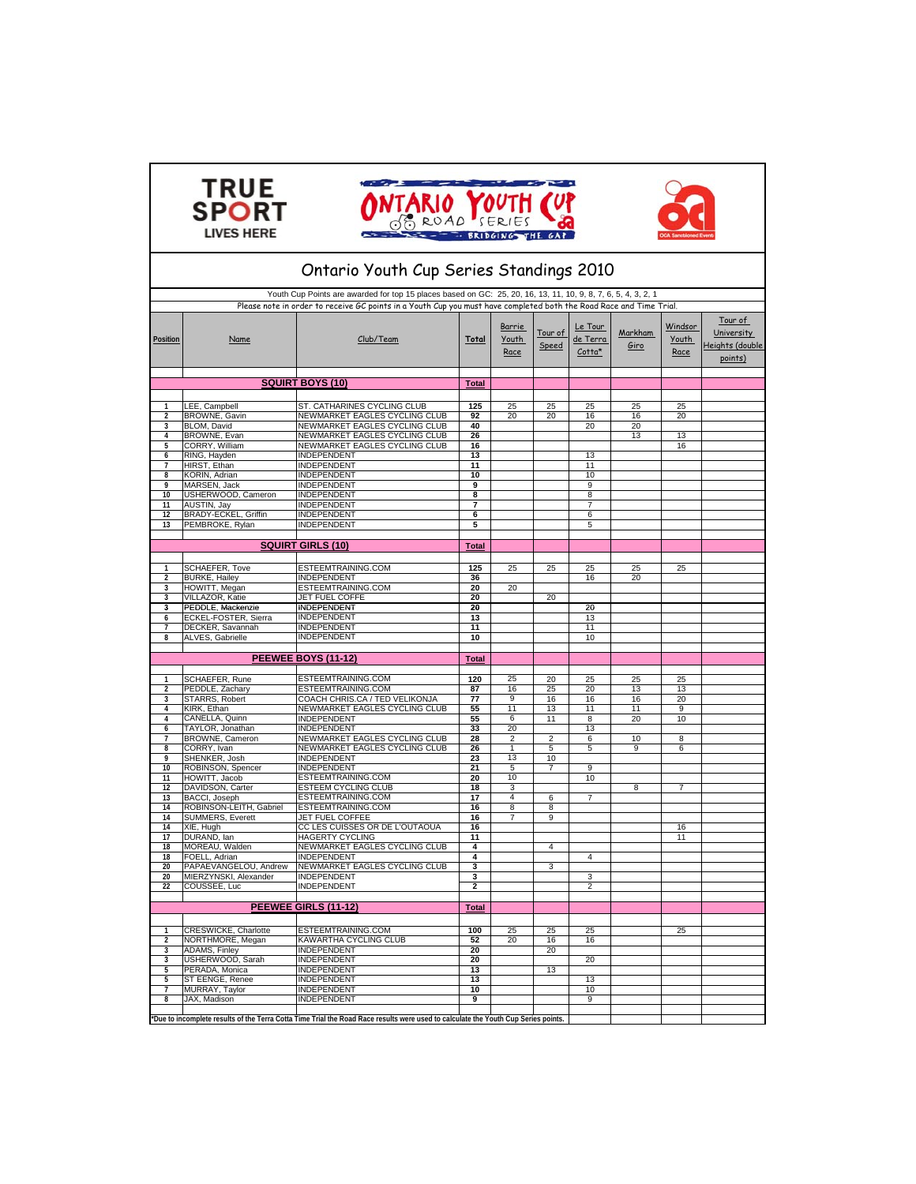# Ontario Youth Cup Series Standings 2010

Youth Cup Points are awarded for top 15 places based on GC: 25, 20, 16, 13, 11, 10, 9, 8, 7, 6, 5, 4, 3, 2, 1

Please note in order to receive GC points in a Youth Cup you must have completed both the Road Race and Time Trial.

| Position | Name | Club/Team | Total | Barrie Youth Race | Tour of Speed | Le Tour de Terra Cotta* | Markham Giro | Windsor Youth Race | Tour of University Heights (double points) |
|---|---|---|---|---|---|---|---|---|---|
| | **SQUIRT BOYS (10)** | | **Total** | | | | | | |
| 1 | LEE, Campbell | ST. CATHARINES CYCLING CLUB | 125 | 25 | 25 | 25 | 25 | 25 | |
| 2 | BROWNE, Gavin | NEWMARKET EAGLES CYCLING CLUB | 92 | 20 | 20 | 16 | 16 | 20 | |
| 3 | BLOM, David | NEWMARKET EAGLES CYCLING CLUB | 40 | | | 20 | 20 | | |
| 4 | BROWNE, Evan | NEWMARKET EAGLES CYCLING CLUB | 26 | | | | 13 | 13 | |
| 5 | CORRY, William | NEWMARKET EAGLES CYCLING CLUB | 16 | | | | | 16 | |
| 6 | RING, Hayden | INDEPENDENT | 13 | | | 13 | | | |
| 7 | HIRST, Ethan | INDEPENDENT | 11 | | | 11 | | | |
| 8 | KORIN, Adrian | INDEPENDENT | 10 | | | 10 | | | |
| 9 | MARSEN, Jack | INDEPENDENT | 9 | | | 9 | | | |
| 10 | USHERWOOD, Cameron | INDEPENDENT | 8 | | | 8 | | | |
| 11 | AUSTIN, Jay | INDEPENDENT | 7 | | | 7 | | | |
| 12 | BRADY-ECKEL, Griffin | INDEPENDENT | 6 | | | 6 | | | |
| 13 | PEMBROKE, Rylan | INDEPENDENT | 5 | | | 5 | | | |
| | **SQUIRT GIRLS (10)** | | **Total** | | | | | | |
| 1 | SCHAEFER, Tove | ESTEEMTRAINING.COM | 125 | 25 | 25 | 25 | 25 | 25 | |
| 2 | BURKE, Hailey | INDEPENDENT | 36 | | | 16 | 20 | | |
| 3 | HOWITT, Megan | ESTEEMTRAINING.COM | 20 | 20 | | | | | |
| 3 | VILLAZOR, Katie | JET FUEL COFFE | 20 | | 20 | | | | |
| 3 | PEDDLE, Mackenzie | INDEPENDENT | 20 | | | 20 | | | |
| 6 | ECKEL-FOSTER, Sierra | INDEPENDENT | 13 | | | 13 | | | |
| 7 | DECKER, Savannah | INDEPENDENT | 11 | | | 11 | | | |
| 8 | ALVES, Gabrielle | INDEPENDENT | 10 | | | 10 | | | |
| | **PEEWEE BOYS (11-12)** | | **Total** | | | | | | |
| 1 | SCHAEFER, Rune | ESTEEMTRAINING.COM | 120 | 25 | 20 | 25 | 25 | 25 | |
| 2 | PEDDLE, Zachary | ESTEEMTRAINING.COM | 87 | 16 | 25 | 20 | 13 | 13 | |
| 3 | STARRS, Robert | COACH CHRIS.CA / TED VELIKONJA | 77 | 9 | 16 | 16 | 16 | 20 | |
| 4 | KIRK, Ethan | NEWMARKET EAGLES CYCLING CLUB | 55 | 11 | 13 | 11 | 11 | 9 | |
| 4 | CANELLA, Quinn | INDEPENDENT | 55 | 6 | 11 | 8 | 20 | 10 | |
| 6 | TAYLOR, Jonathan | INDEPENDENT | 33 | 20 | | 13 | | | |
| 7 | BROWNE, Cameron | NEWMARKET EAGLES CYCLING CLUB | 28 | 2 | 2 | 6 | 10 | 8 | |
| 8 | CORRY, Ivan | NEWMARKET EAGLES CYCLING CLUB | 26 | 1 | 5 | 5 | 9 | 6 | |
| 9 | SHENKER, Josh | INDEPENDENT | 23 | 13 | 10 | | | | |
| 10 | ROBINSON, Spencer | INDEPENDENT | 21 | 5 | 7 | 9 | | | |
| 11 | HOWITT, Jacob | ESTEEMTRAINING.COM | 20 | 10 | | 10 | | | |
| 12 | DAVIDSON, Carter | ESTEEM CYCLING CLUB | 18 | 3 | | | 8 | 7 | |
| 13 | BACCI, Joseph | ESTEEMTRAINING.COM | 17 | 4 | 6 | 7 | | | |
| 14 | ROBINSON-LEITH, Gabriel | ESTEEMTRAINING.COM | 16 | 8 | 8 | | | | |
| 14 | SUMMERS, Everett | JET FUEL COFFEE | 16 | 7 | 9 | | | | |
| 14 | XIE, Hugh | CC LES CUISSES OR DE L'OUTAOUA | 16 | | | | | 16 | |
| 17 | DURAND, Ian | HAGERTY CYCLING | 11 | | | | | 11 | |
| 18 | MOREAU, Walden | NEWMARKET EAGLES CYCLING CLUB | 4 | | 4 | | | | |
| 18 | FOELL, Adrian | INDEPENDENT | 4 | | | 4 | | | |
| 20 | PAPAEVANGELOU, Andrew | NEWMARKET EAGLES CYCLING CLUB | 3 | | 3 | | | | |
| 20 | MIERZYNSKI, Alexander | INDEPENDENT | 3 | | | 3 | | | |
| 22 | COUSSEE, Luc | INDEPENDENT | 2 | | | 2 | | | |
| | **PEEWEE GIRLS (11-12)** | | **Total** | | | | | | |
| 1 | CRESWICKE, Charlotte | ESTEEMTRAINING.COM | 100 | 25 | 25 | 25 | | 25 | |
| 2 | NORTHMORE, Megan | KAWARTHA CYCLING CLUB | 52 | 20 | 16 | 16 | | | |
| 3 | ADAMS, Finley | INDEPENDENT | 20 | | 20 | | | | |
| 3 | USHERWOOD, Sarah | INDEPENDENT | 20 | | | 20 | | | |
| 5 | PERADA, Monica | INDEPENDENT | 13 | | 13 | | | | |
| 5 | ST EENGE, Renee | INDEPENDENT | 13 | | | 13 | | | |
| 7 | MURRAY, Taylor | INDEPENDENT | 10 | | | 10 | | | |
| 8 | JAX, Madison | INDEPENDENT | 9 | | | 9 | | | |

*Due to incomplete results of the Terra Cotta Time Trial the Road Race results were used to calculate the Youth Cup Series points.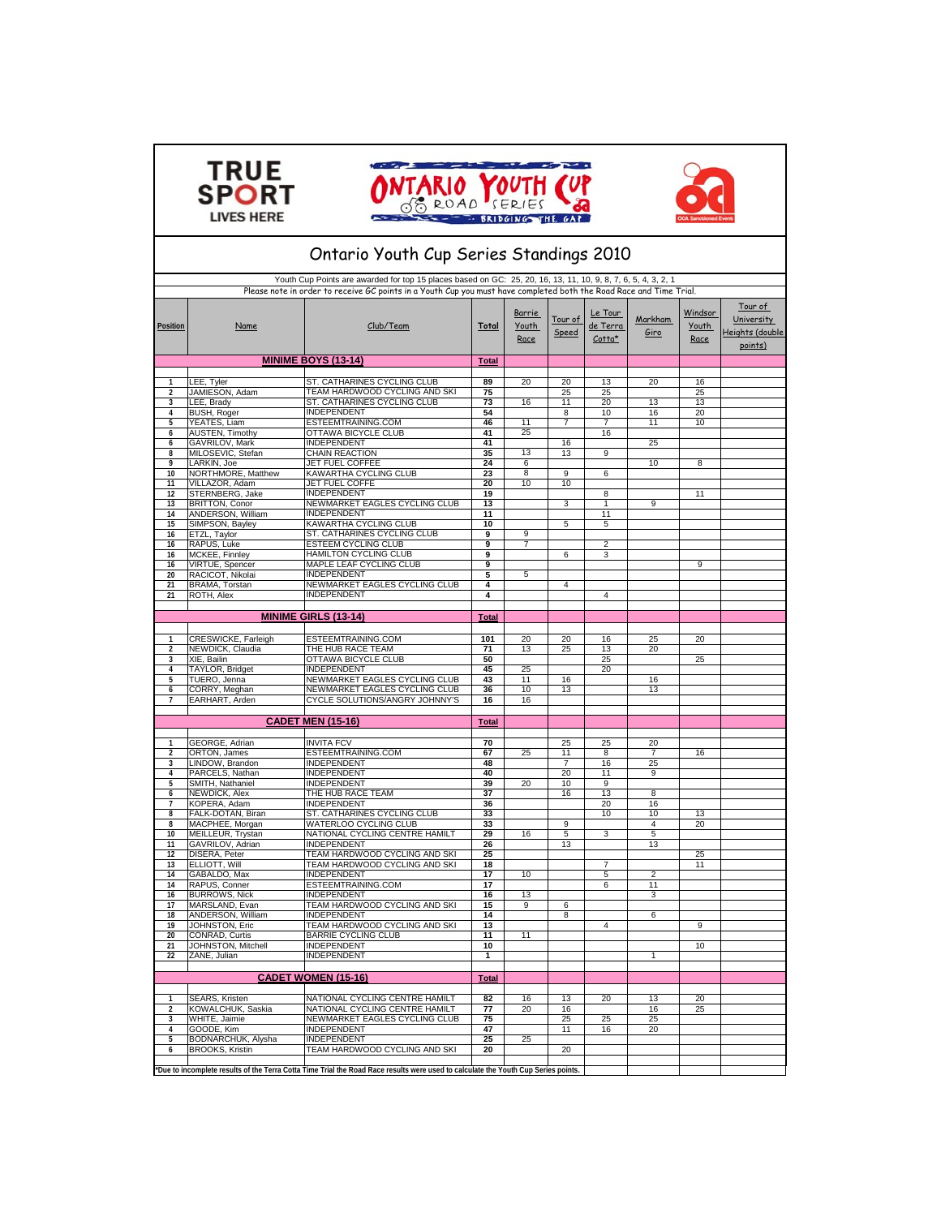# Ontario Youth Cup Series Standings 2010

Youth Cup Points are awarded for top 15 places based on GC: 25, 20, 16, 13, 11, 10, 9, 8, 7, 6, 5, 4, 3, 2, 1

Please note in order to receive GC points in a Youth Cup you must have completed both the Road Race and Time Trial.

| Position | Name | Club/Team | Total | Barrie Youth Race | Tour of Speed | Le Tour de Terra Cotta* | Markham Giro | Windsor Youth Race | Tour of University Heights (double points) |
|---|---|---|---|---|---|---|---|---|---|
| | **MINIME BOYS (13-14)** | | **Total** | | | | | | |
| 1 | LEE, Tyler | ST. CATHARINES CYCLING CLUB | 89 | 20 | 20 | 13 | 20 | 16 | |
| 2 | JAMIESON, Adam | TEAM HARDWOOD CYCLING AND SKI | 75 | | 25 | 25 | | 25 | |
| 3 | LEE, Brady | ST. CATHARINES CYCLING CLUB | 73 | 16 | 11 | 20 | 13 | 13 | |
| 4 | BUSH, Roger | INDEPENDENT | 54 | | 8 | 10 | 16 | 20 | |
| 5 | YEATES, Liam | ESTEEMTRAINING.COM | 46 | 11 | 7 | 7 | 11 | 10 | |
| 6 | AUSTEN, Timothy | OTTAWA BICYCLE CLUB | 41 | 25 | | 16 | | | |
| 6 | GAVRILOV, Mark | INDEPENDENT | 41 | | 16 | | 25 | | |
| 8 | MILOSEVIC, Stefan | CHAIN REACTION | 35 | 13 | 13 | 9 | | | |
| 9 | LARKIN, Joe | JET FUEL COFFEE | 24 | 6 | | | 10 | 8 | |
| 10 | NORTHMORE, Matthew | KAWARTHA CYCLING CLUB | 23 | 8 | 9 | 6 | | | |
| 11 | VILLAZOR, Adam | JET FUEL COFFE | 20 | 10 | 10 | | | | |
| 12 | STERNBERG, Jake | INDEPENDENT | 19 | | | 8 | | 11 | |
| 13 | BRITTON, Conor | NEWMARKET EAGLES CYCLING CLUB | 13 | | 3 | 1 | 9 | | |
| 14 | ANDERSON, William | INDEPENDENT | 11 | | | 11 | | | |
| 15 | SIMPSON, Bayley | KAWARTHA CYCLING CLUB | 10 | | 5 | 5 | | | |
| 16 | ETZL, Taylor | ST. CATHARINES CYCLING CLUB | 9 | 9 | | | | | |
| 16 | RAPUS, Luke | ESTEEM CYCLING CLUB | 9 | 7 | | 2 | | | |
| 16 | MCKEE, Finnley | HAMILTON CYCLING CLUB | 9 | | 6 | 3 | | | |
| 16 | VIRTUE, Spencer | MAPLE LEAF CYCLING CLUB | 9 | | | | | 9 | |
| 20 | RACICOT, Nikolai | INDEPENDENT | 5 | 5 | | | | | |
| 21 | BRAMA, Torstan | NEWMARKET EAGLES CYCLING CLUB | 4 | | 4 | | | | |
| 21 | ROTH, Alex | INDEPENDENT | 4 | | | 4 | | | |
| | **MINIME GIRLS (13-14)** | | **Total** | | | | | | |
| 1 | CRESWICKE, Farleigh | ESTEEMTRAINING.COM | 101 | 20 | 20 | 16 | 25 | 20 | |
| 2 | NEWDICK, Claudia | THE HUB RACE TEAM | 71 | 13 | 25 | 13 | 20 | | |
| 3 | XIE, Bailin | OTTAWA BICYCLE CLUB | 50 | | | 25 | | 25 | |
| 4 | TAYLOR, Bridget | INDEPENDENT | 45 | 25 | | 20 | | | |
| 5 | TUERO, Jenna | NEWMARKET EAGLES CYCLING CLUB | 43 | 11 | 16 | | 16 | | |
| 6 | CORRY, Meghan | NEWMARKET EAGLES CYCLING CLUB | 36 | 10 | 13 | | 13 | | |
| 7 | EARHART, Arden | CYCLE SOLUTIONS/ANGRY JOHNNY'S | 16 | 16 | | | | | |
| | **CADET MEN (15-16)** | | **Total** | | | | | | |
| 1 | GEORGE, Adrian | INVITA FCV | 70 | | 25 | 25 | 20 | | |
| 2 | ORTON, James | ESTEEMTRAINING.COM | 67 | 25 | 11 | 8 | 7 | 16 | |
| 3 | LINDOW, Brandon | INDEPENDENT | 48 | | 7 | 16 | 25 | | |
| 4 | PARCELS, Nathan | INDEPENDENT | 40 | | 20 | 11 | 9 | | |
| 5 | SMITH, Nathaniel | INDEPENDENT | 39 | 20 | 10 | 9 | | | |
| 6 | NEWDICK, Alex | THE HUB RACE TEAM | 37 | | 16 | 13 | 8 | | |
| 7 | KOPERA, Adam | INDEPENDENT | 36 | | | 20 | 16 | | |
| 8 | FALK-DOTAN, Biran | ST. CATHARINES CYCLING CLUB | 33 | | | 10 | 10 | 13 | |
| 8 | MACPHEE, Morgan | WATERLOO CYCLING CLUB | 33 | | 9 | | 4 | 20 | |
| 10 | MEILLEUR, Trystan | NATIONAL CYCLING CENTRE HAMILT | 29 | 16 | 5 | 3 | 5 | | |
| 11 | GAVRILOV, Adrian | INDEPENDENT | 26 | | 13 | | 13 | | |
| 12 | DISERA, Peter | TEAM HARDWOOD CYCLING AND SKI | 25 | | | | | 25 | |
| 13 | ELLIOTT, Will | TEAM HARDWOOD CYCLING AND SKI | 18 | | | 7 | | 11 | |
| 14 | GABALDO, Max | INDEPENDENT | 17 | 10 | | 5 | 2 | | |
| 14 | RAPUS, Conner | ESTEEMTRAINING.COM | 17 | | | 6 | 11 | | |
| 16 | BURROWS, Nick | INDEPENDENT | 16 | 13 | | | 3 | | |
| 17 | MARSLAND, Evan | TEAM HARDWOOD CYCLING AND SKI | 15 | 9 | 6 | | | | |
| 18 | ANDERSON, William | INDEPENDENT | 14 | | 8 | | 6 | | |
| 19 | JOHNSTON, Eric | TEAM HARDWOOD CYCLING AND SKI | 13 | | | 4 | | 9 | |
| 20 | CONRAD, Curtis | BARRIE CYCLING CLUB | 11 | 11 | | | | | |
| 21 | JOHNSTON, Mitchell | INDEPENDENT | 10 | | | | | 10 | |
| 22 | ZANE, Julian | INDEPENDENT | 1 | | | | 1 | | |
| | **CADET WOMEN (15-16)** | | **Total** | | | | | | |
| 1 | SEARS, Kristen | NATIONAL CYCLING CENTRE HAMILT | 82 | 16 | 13 | 20 | 13 | 20 | |
| 2 | KOWALCHUK, Saskia | NATIONAL CYCLING CENTRE HAMILT | 77 | 20 | 16 | | 16 | 25 | |
| 3 | WHITE, Jaimie | NEWMARKET EAGLES CYCLING CLUB | 75 | | 25 | 25 | 25 | | |
| 4 | GOODE, Kim | INDEPENDENT | 47 | | 11 | 16 | 20 | | |
| 5 | BODNARCHUK, Alysha | INDEPENDENT | 25 | 25 | | | | | |
| 6 | BROOKS, Kristin | TEAM HARDWOOD CYCLING AND SKI | 20 | | 20 | | | | |

*Due to incomplete results of the Terra Cotta Time Trial the Road Race results were used to calculate the Youth Cup Series points.